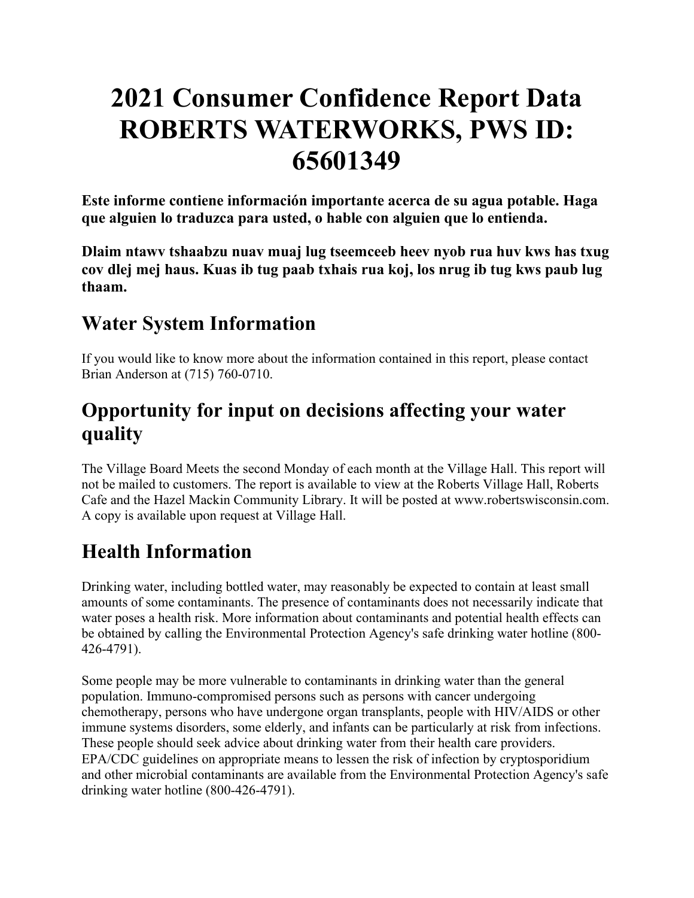# 2021 Consumer Confidence Report Data ROBERTS WATERWORKS, PWS ID: 65601349

**Este informe contiene información importante acerca de su agua potable. Haga que alguien lo traduzca para usted, o hable con alguien que lo entienda.**

**Dlaim ntawv tshaabzu nuav muaj lug tseemceeb heev nyob rua huv kws has txug cov dlej mej haus. Kuas ib tug paab txhais rua koj, los nrug ib tug kws paub lug thaam.**

## Water System Information

If you would like to know more about the information contained in this report, please contact Brian Anderson at (715) 760-0710.

## Opportunity for input on decisions affecting your water quality

The Village Board Meets the second Monday of each month at the Village Hall. This report will not be mailed to customers. The report is available to view at the Roberts Village Hall, Roberts Cafe and the Hazel Mackin Community Library. It will be posted at www.robertswisconsin.com. A copy is available upon request at Village Hall.

## Health Information

Drinking water, including bottled water, may reasonably be expected to contain at least small amounts of some contaminants. The presence of contaminants does not necessarily indicate that water poses a health risk. More information about contaminants and potential health effects can be obtained by calling the Environmental Protection Agency's safe drinking water hotline (800-426-4791).

Some people may be more vulnerable to contaminants in drinking water than the general population. Immuno-compromised persons such as persons with cancer undergoing chemotherapy, persons who have undergone organ transplants, people with HIV/AIDS or other immune systems disorders, some elderly, and infants can be particularly at risk from infections. These people should seek advice about drinking water from their health care providers. EPA/CDC guidelines on appropriate means to lessen the risk of infection by cryptosporidium and other microbial contaminants are available from the Environmental Protection Agency's safe drinking water hotline (800-426-4791).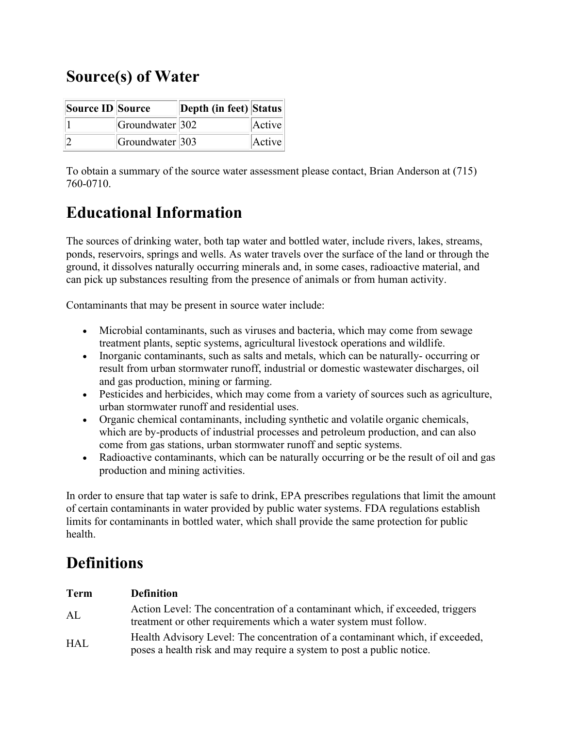## Source(s) of Water

| Source ID | Source | Depth (in feet) | Status |
|---|---|---|---|
| 1 | Groundwater | 302 | Active |
| 2 | Groundwater | 303 | Active |

To obtain a summary of the source water assessment please contact, Brian Anderson at (715) 760-0710.

## Educational Information

The sources of drinking water, both tap water and bottled water, include rivers, lakes, streams, ponds, reservoirs, springs and wells. As water travels over the surface of the land or through the ground, it dissolves naturally occurring minerals and, in some cases, radioactive material, and can pick up substances resulting from the presence of animals or from human activity.

Contaminants that may be present in source water include:

- Microbial contaminants, such as viruses and bacteria, which may come from sewage treatment plants, septic systems, agricultural livestock operations and wildlife.
- Inorganic contaminants, such as salts and metals, which can be naturally- occurring or result from urban stormwater runoff, industrial or domestic wastewater discharges, oil and gas production, mining or farming.
- Pesticides and herbicides, which may come from a variety of sources such as agriculture, urban stormwater runoff and residential uses.
- Organic chemical contaminants, including synthetic and volatile organic chemicals, which are by-products of industrial processes and petroleum production, and can also come from gas stations, urban stormwater runoff and septic systems.
- Radioactive contaminants, which can be naturally occurring or be the result of oil and gas production and mining activities.

In order to ensure that tap water is safe to drink, EPA prescribes regulations that limit the amount of certain contaminants in water provided by public water systems. FDA regulations establish limits for contaminants in bottled water, which shall provide the same protection for public health.

## Definitions

| Term | Definition |
|---|---|
| AL | Action Level: The concentration of a contaminant which, if exceeded, triggers treatment or other requirements which a water system must follow. |
| HAL | Health Advisory Level: The concentration of a contaminant which, if exceeded, poses a health risk and may require a system to post a public notice. |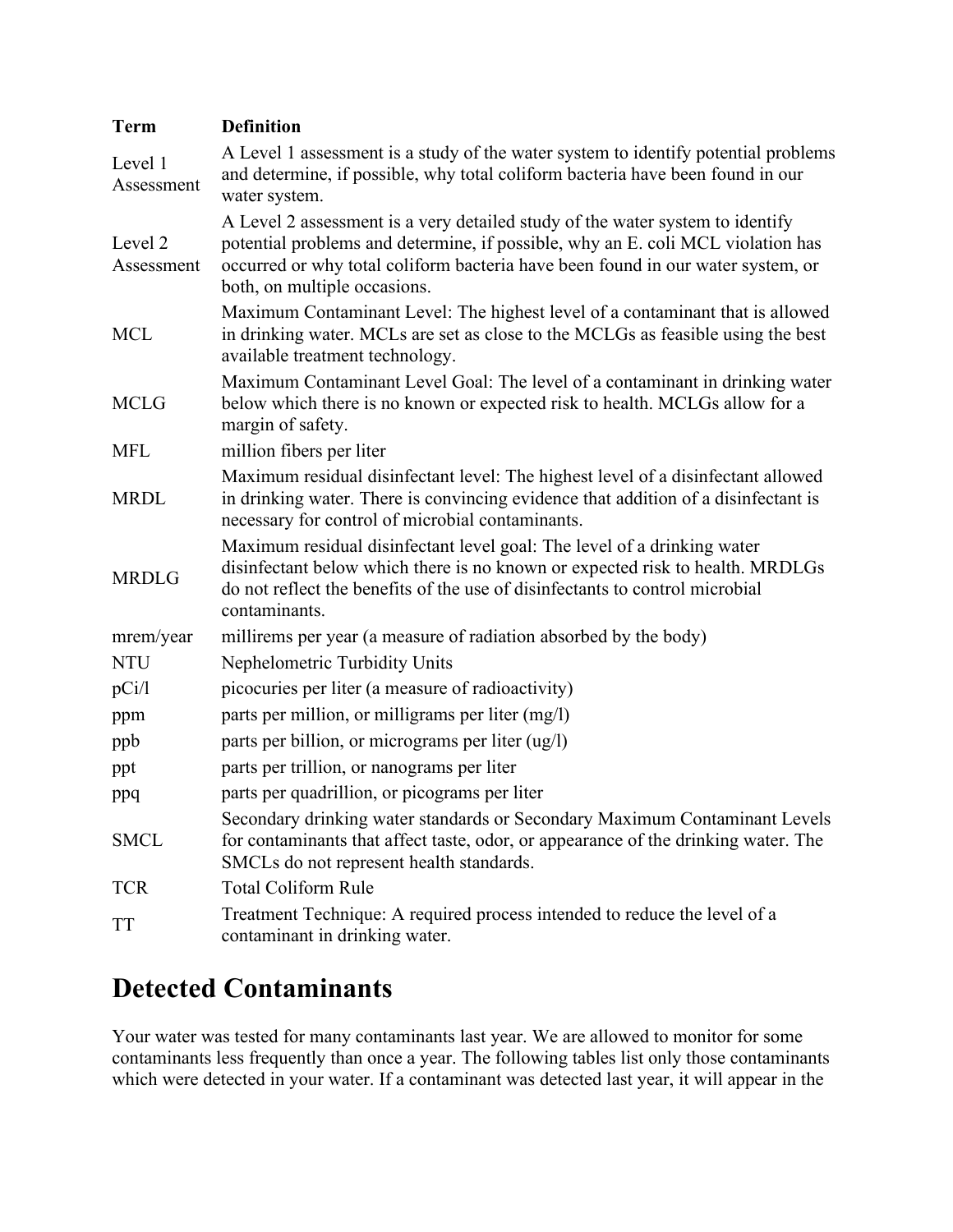| Term | Definition |
| --- | --- |
| Level 1 Assessment | A Level 1 assessment is a study of the water system to identify potential problems and determine, if possible, why total coliform bacteria have been found in our water system. |
| Level 2 Assessment | A Level 2 assessment is a very detailed study of the water system to identify potential problems and determine, if possible, why an E. coli MCL violation has occurred or why total coliform bacteria have been found in our water system, or both, on multiple occasions. |
| MCL | Maximum Contaminant Level: The highest level of a contaminant that is allowed in drinking water. MCLs are set as close to the MCLGs as feasible using the best available treatment technology. |
| MCLG | Maximum Contaminant Level Goal: The level of a contaminant in drinking water below which there is no known or expected risk to health. MCLGs allow for a margin of safety. |
| MFL | million fibers per liter |
| MRDL | Maximum residual disinfectant level: The highest level of a disinfectant allowed in drinking water. There is convincing evidence that addition of a disinfectant is necessary for control of microbial contaminants. |
| MRDLG | Maximum residual disinfectant level goal: The level of a drinking water disinfectant below which there is no known or expected risk to health. MRDLGs do not reflect the benefits of the use of disinfectants to control microbial contaminants. |
| mrem/year | millirems per year (a measure of radiation absorbed by the body) |
| NTU | Nephelometric Turbidity Units |
| pCi/l | picocuries per liter (a measure of radioactivity) |
| ppm | parts per million, or milligrams per liter (mg/l) |
| ppb | parts per billion, or micrograms per liter (ug/l) |
| ppt | parts per trillion, or nanograms per liter |
| ppq | parts per quadrillion, or picograms per liter |
| SMCL | Secondary drinking water standards or Secondary Maximum Contaminant Levels for contaminants that affect taste, odor, or appearance of the drinking water. The SMCLs do not represent health standards. |
| TCR | Total Coliform Rule |
| TT | Treatment Technique: A required process intended to reduce the level of a contaminant in drinking water. |

# Detected Contaminants

Your water was tested for many contaminants last year. We are allowed to monitor for some contaminants less frequently than once a year. The following tables list only those contaminants which were detected in your water. If a contaminant was detected last year, it will appear in the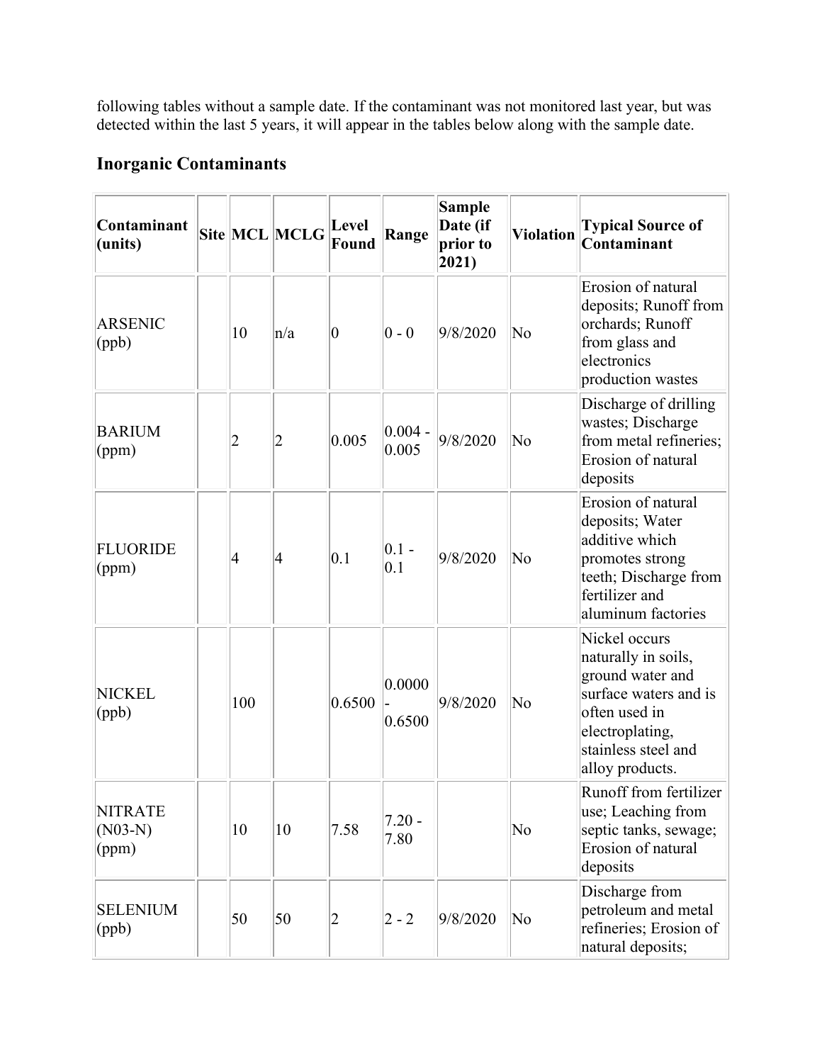following tables without a sample date. If the contaminant was not monitored last year, but was detected within the last 5 years, it will appear in the tables below along with the sample date.

## Inorganic Contaminants

| Contaminant (units) | Site | MCL | MCLG | Level Found | Range | Sample Date (if prior to 2021) | Violation | Typical Source of Contaminant |
|---|---|---|---|---|---|---|---|---|
| ARSENIC (ppb) | | 10 | n/a | 0 | 0 - 0 | 9/8/2020 | No | Erosion of natural deposits; Runoff from orchards; Runoff from glass and electronics production wastes |
| BARIUM (ppm) | | 2 | 2 | 0.005 | 0.004 - 0.005 | 9/8/2020 | No | Discharge of drilling wastes; Discharge from metal refineries; Erosion of natural deposits |
| FLUORIDE (ppm) | | 4 | 4 | 0.1 | 0.1 - 0.1 | 9/8/2020 | No | Erosion of natural deposits; Water additive which promotes strong teeth; Discharge from fertilizer and aluminum factories |
| NICKEL (ppb) | | 100 | | 0.6500 | 0.0000 - 0.6500 | 9/8/2020 | No | Nickel occurs naturally in soils, ground water and surface waters and is often used in electroplating, stainless steel and alloy products. |
| NITRATE (N03-N) (ppm) | | 10 | 10 | 7.58 | 7.20 - 7.80 | | No | Runoff from fertilizer use; Leaching from septic tanks, sewage; Erosion of natural deposits |
| SELENIUM (ppb) | | 50 | 50 | 2 | 2 - 2 | 9/8/2020 | No | Discharge from petroleum and metal refineries; Erosion of natural deposits; |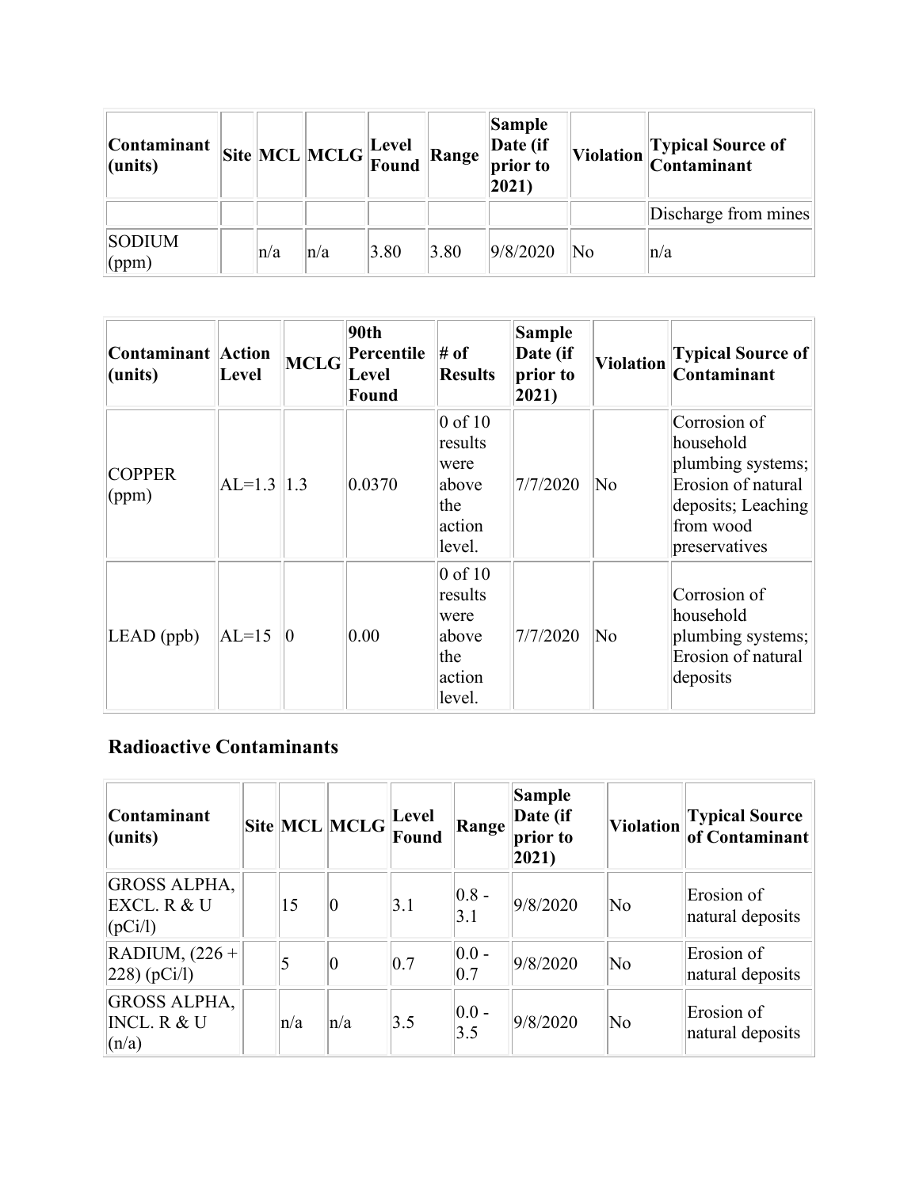| Contaminant (units) | Site | MCL | MCLG | Level Found | Range | Sample Date (if prior to 2021) | Violation | Typical Source of Contaminant |
|---|---|---|---|---|---|---|---|---|
| | | | | | | | | Discharge from mines |
| SODIUM (ppm) | | n/a | n/a | 3.80 | 3.80 | 9/8/2020 | No | n/a |

| Contaminant (units) | Action Level | MCLG | 90th Percentile Level Found | # of Results | Sample Date (if prior to 2021) | Violation | Typical Source of Contaminant |
|---|---|---|---|---|---|---|---|
| COPPER (ppm) | AL=1.3 | 1.3 | 0.0370 | 0 of 10 results were above the action level. | 7/7/2020 | No | Corrosion of household plumbing systems; Erosion of natural deposits; Leaching from wood preservatives |
| LEAD (ppb) | AL=15 | 0 | 0.00 | 0 of 10 results were above the action level. | 7/7/2020 | No | Corrosion of household plumbing systems; Erosion of natural deposits |

### Radioactive Contaminants

| Contaminant (units) | Site | MCL | MCLG | Level Found | Range | Sample Date (if prior to 2021) | Violation | Typical Source of Contaminant |
|---|---|---|---|---|---|---|---|---|
| GROSS ALPHA, EXCL. R & U (pCi/l) | | 15 | 0 | 3.1 | 0.8 - 3.1 | 9/8/2020 | No | Erosion of natural deposits |
| RADIUM, (226 + 228) (pCi/l) | | 5 | 0 | 0.7 | 0.0 - 0.7 | 9/8/2020 | No | Erosion of natural deposits |
| GROSS ALPHA, INCL. R & U (n/a) | | n/a | n/a | 3.5 | 0.0 - 3.5 | 9/8/2020 | No | Erosion of natural deposits |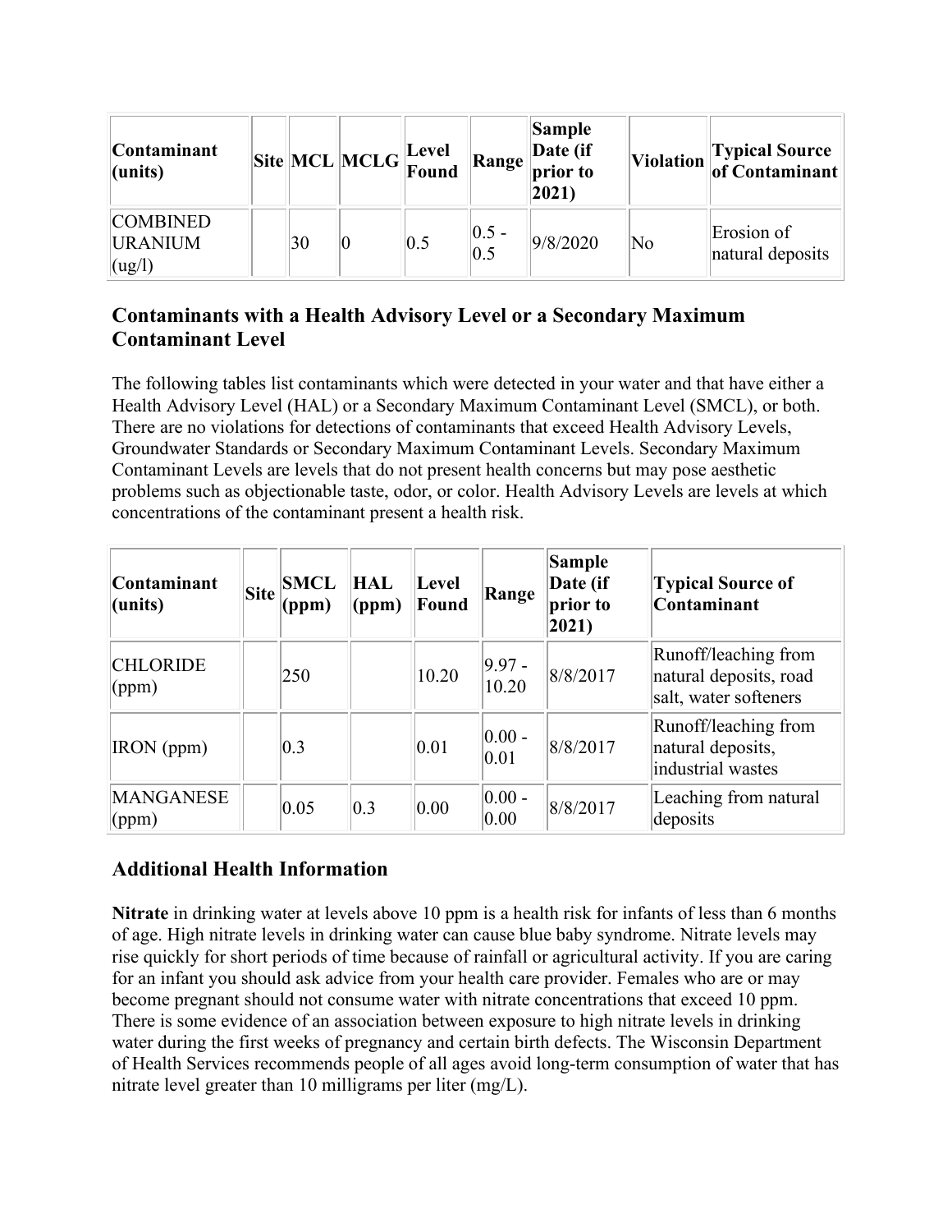| Contaminant (units) | Site | MCL | MCLG | Level Found | Range | Sample Date (if prior to 2021) | Violation | Typical Source of Contaminant |
|---|---|---|---|---|---|---|---|---|
| COMBINED URANIUM (ug/l) | | 30 | 0 | 0.5 | 0.5 - 0.5 | 9/8/2020 | No | Erosion of natural deposits |

## Contaminants with a Health Advisory Level or a Secondary Maximum Contaminant Level

The following tables list contaminants which were detected in your water and that have either a Health Advisory Level (HAL) or a Secondary Maximum Contaminant Level (SMCL), or both. There are no violations for detections of contaminants that exceed Health Advisory Levels, Groundwater Standards or Secondary Maximum Contaminant Levels. Secondary Maximum Contaminant Levels are levels that do not present health concerns but may pose aesthetic problems such as objectionable taste, odor, or color. Health Advisory Levels are levels at which concentrations of the contaminant present a health risk.

| Contaminant (units) | Site | SMCL (ppm) | HAL (ppm) | Level Found | Range | Sample Date (if prior to 2021) | Typical Source of Contaminant |
|---|---|---|---|---|---|---|---|
| CHLORIDE (ppm) | | 250 | | 10.20 | 9.97 - 10.20 | 8/8/2017 | Runoff/leaching from natural deposits, road salt, water softeners |
| IRON (ppm) | | 0.3 | | 0.01 | 0.00 - 0.01 | 8/8/2017 | Runoff/leaching from natural deposits, industrial wastes |
| MANGANESE (ppm) | | 0.05 | 0.3 | 0.00 | 0.00 - 0.00 | 8/8/2017 | Leaching from natural deposits |

## Additional Health Information

**Nitrate** in drinking water at levels above 10 ppm is a health risk for infants of less than 6 months of age. High nitrate levels in drinking water can cause blue baby syndrome. Nitrate levels may rise quickly for short periods of time because of rainfall or agricultural activity. If you are caring for an infant you should ask advice from your health care provider. Females who are or may become pregnant should not consume water with nitrate concentrations that exceed 10 ppm. There is some evidence of an association between exposure to high nitrate levels in drinking water during the first weeks of pregnancy and certain birth defects. The Wisconsin Department of Health Services recommends people of all ages avoid long-term consumption of water that has nitrate level greater than 10 milligrams per liter (mg/L).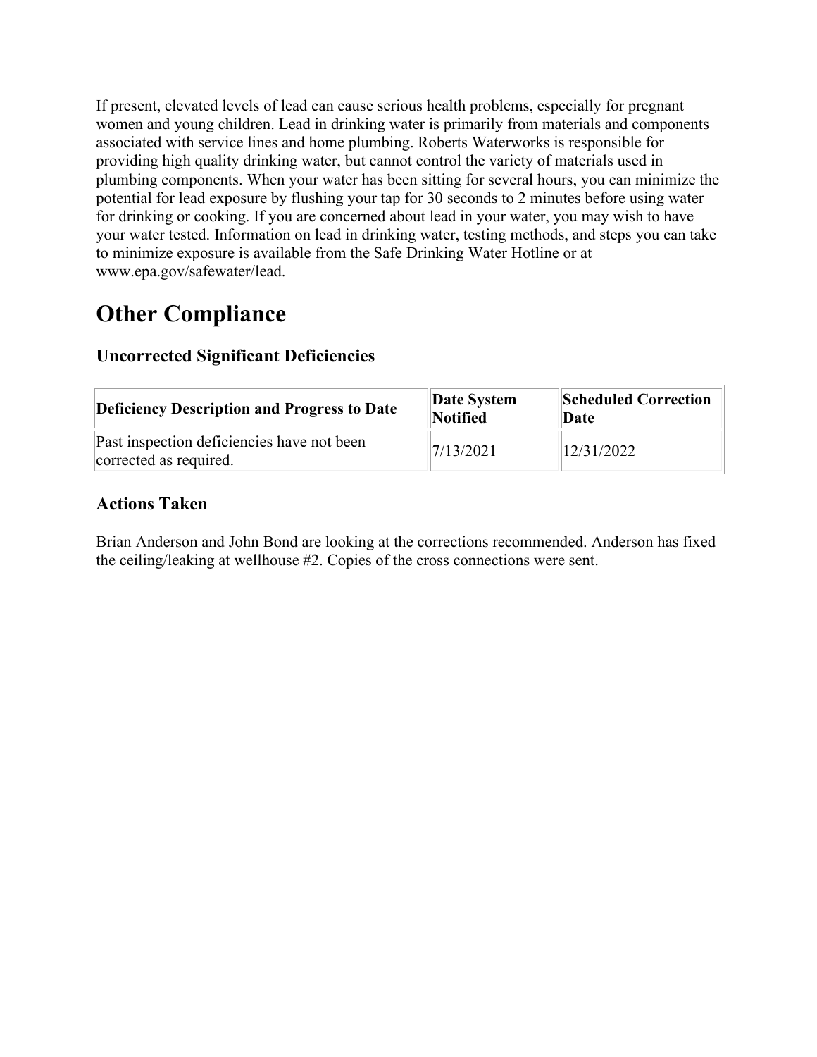If present, elevated levels of lead can cause serious health problems, especially for pregnant women and young children. Lead in drinking water is primarily from materials and components associated with service lines and home plumbing. Roberts Waterworks is responsible for providing high quality drinking water, but cannot control the variety of materials used in plumbing components. When your water has been sitting for several hours, you can minimize the potential for lead exposure by flushing your tap for 30 seconds to 2 minutes before using water for drinking or cooking. If you are concerned about lead in your water, you may wish to have your water tested. Information on lead in drinking water, testing methods, and steps you can take to minimize exposure is available from the Safe Drinking Water Hotline or at www.epa.gov/safewater/lead.

# Other Compliance

### Uncorrected Significant Deficiencies

| Deficiency Description and Progress to Date | Date System Notified | Scheduled Correction Date |
|---|---|---|
| Past inspection deficiencies have not been corrected as required. | 7/13/2021 | 12/31/2022 |

### Actions Taken

Brian Anderson and John Bond are looking at the corrections recommended. Anderson has fixed the ceiling/leaking at wellhouse #2. Copies of the cross connections were sent.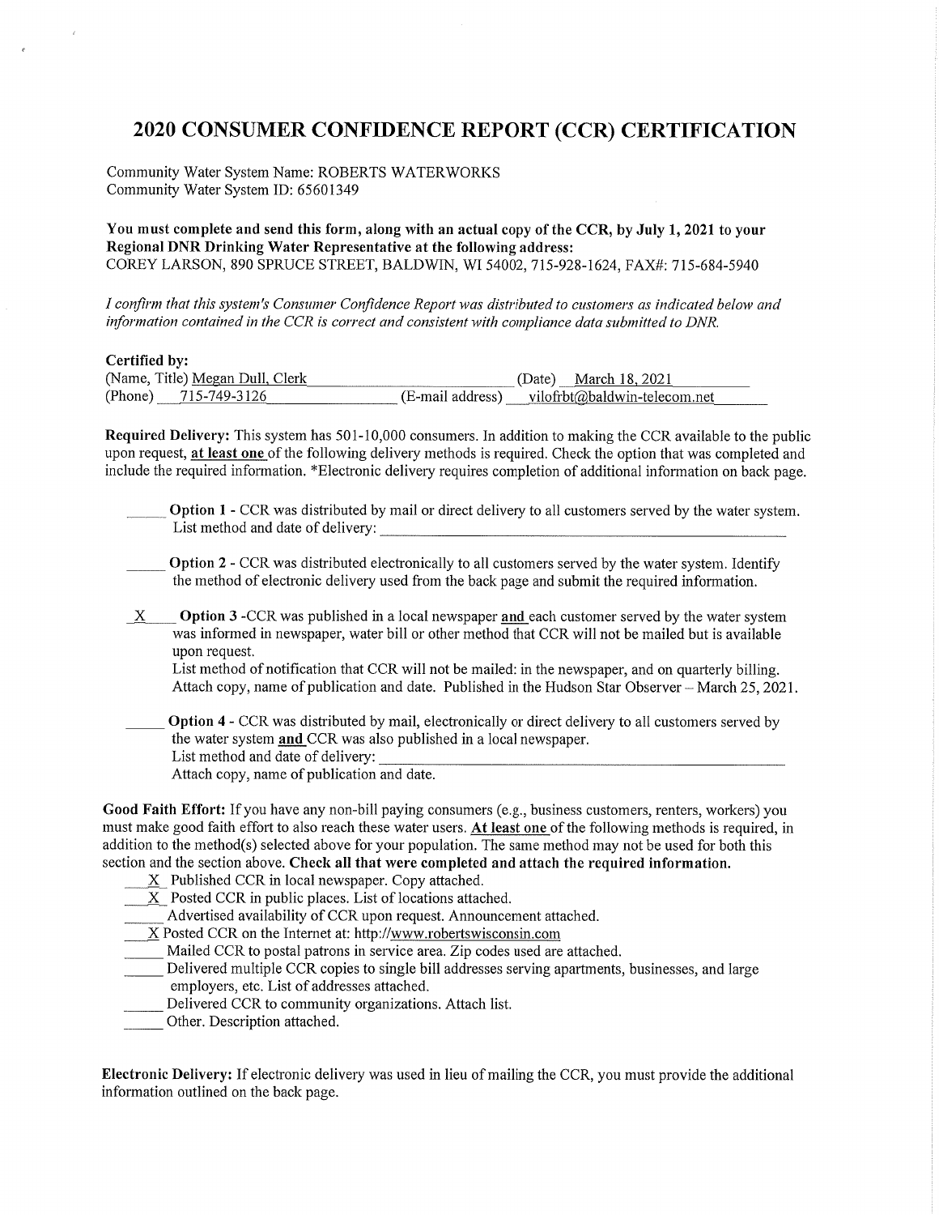# 2020 CONSUMER CONFIDENCE REPORT (CCR) CERTIFICATION

Community Water System Name: ROBERTS WATERWORKS
Community Water System ID: 65601349

**You must complete and send this form, along with an actual copy of the CCR, by July 1, 2021 to your Regional DNR Drinking Water Representative at the following address:**
COREY LARSON, 890 SPRUCE STREET, BALDWIN, WI 54002, 715-928-1624, FAX#: 715-684-5940

*I confirm that this system's Consumer Confidence Report was distributed to customers as indicated below and information contained in the CCR is correct and consistent with compliance data submitted to DNR.*

**Certified by:**
(Name, Title) Megan Dull, Clerk (Date) March 18, 2021
(Phone) 715-749-3126 (E-mail address) vilofrbt@baldwin-telecom.net

**Required Delivery:** This system has 501-10,000 consumers. In addition to making the CCR available to the public upon request, **at least one** of the following delivery methods is required. Check the option that was completed and include the required information. *Electronic delivery requires completion of additional information on back page.

_____ **Option 1** - CCR was distributed by mail or direct delivery to all customers served by the water system. List method and date of delivery: ____________________

_____ **Option 2** - CCR was distributed electronically to all customers served by the water system. Identify the method of electronic delivery used from the back page and submit the required information.

__X__ **Option 3** -CCR was published in a local newspaper **and** each customer served by the water system was informed in newspaper, water bill or other method that CCR will not be mailed but is available upon request.
List method of notification that CCR will not be mailed: in the newspaper, and on quarterly billing.
Attach copy, name of publication and date. Published in the Hudson Star Observer – March 25, 2021.

_____ **Option 4** - CCR was distributed by mail, electronically or direct delivery to all customers served by the water system **and** CCR was also published in a local newspaper.
List method and date of delivery: ____________________
Attach copy, name of publication and date.

**Good Faith Effort:** If you have any non-bill paying consumers (e.g., business customers, renters, workers) you must make good faith effort to also reach these water users. **At least one** of the following methods is required, in addition to the method(s) selected above for your population. The same method may not be used for both this section and the section above. **Check all that were completed and attach the required information.**

- __X__ Published CCR in local newspaper. Copy attached.
- __X__ Posted CCR in public places. List of locations attached.
- _____ Advertised availability of CCR upon request. Announcement attached.
- __X__ Posted CCR on the Internet at: http://www.robertswisconsin.com
- _____ Mailed CCR to postal patrons in service area. Zip codes used are attached.
- _____ Delivered multiple CCR copies to single bill addresses serving apartments, businesses, and large employers, etc. List of addresses attached.
- _____ Delivered CCR to community organizations. Attach list.
- _____ Other. Description attached.

**Electronic Delivery:** If electronic delivery was used in lieu of mailing the CCR, you must provide the additional information outlined on the back page.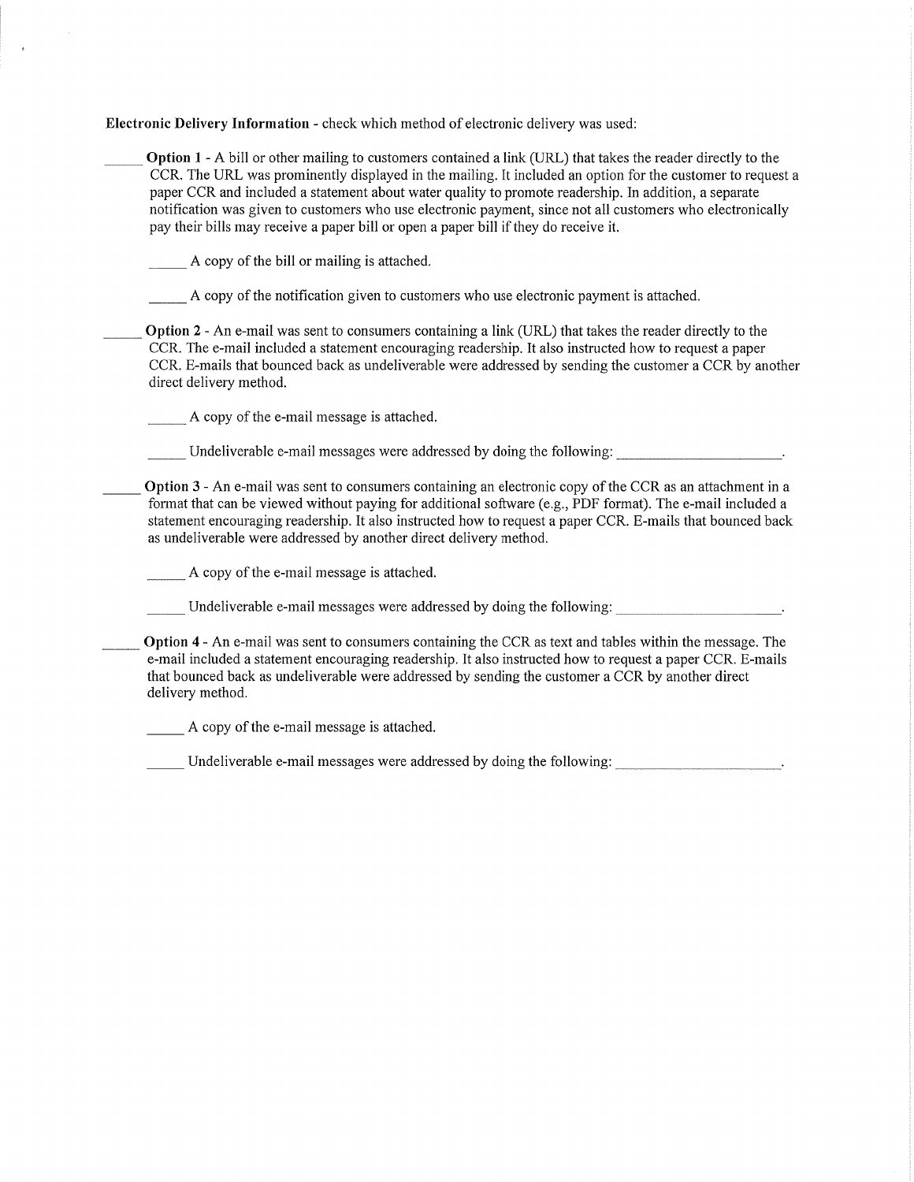**Electronic Delivery Information** - check which method of electronic delivery was used:

_____ **Option 1** - A bill or other mailing to customers contained a link (URL) that takes the reader directly to the CCR. The URL was prominently displayed in the mailing. It included an option for the customer to request a paper CCR and included a statement about water quality to promote readership. In addition, a separate notification was given to customers who use electronic payment, since not all customers who electronically pay their bills may receive a paper bill or open a paper bill if they do receive it.

_____ A copy of the bill or mailing is attached.

_____ A copy of the notification given to customers who use electronic payment is attached.

_____ **Option 2** - An e-mail was sent to consumers containing a link (URL) that takes the reader directly to the CCR. The e-mail included a statement encouraging readership. It also instructed how to request a paper CCR. E-mails that bounced back as undeliverable were addressed by sending the customer a CCR by another direct delivery method.

_____ A copy of the e-mail message is attached.

_____ Undeliverable e-mail messages were addressed by doing the following: ______________________.

_____ **Option 3** - An e-mail was sent to consumers containing an electronic copy of the CCR as an attachment in a format that can be viewed without paying for additional software (e.g., PDF format). The e-mail included a statement encouraging readership. It also instructed how to request a paper CCR. E-mails that bounced back as undeliverable were addressed by another direct delivery method.

_____ A copy of the e-mail message is attached.

_____ Undeliverable e-mail messages were addressed by doing the following: ______________________.

_____ **Option 4** - An e-mail was sent to consumers containing the CCR as text and tables within the message. The e-mail included a statement encouraging readership. It also instructed how to request a paper CCR. E-mails that bounced back as undeliverable were addressed by sending the customer a CCR by another direct delivery method.

_____ A copy of the e-mail message is attached.

_____ Undeliverable e-mail messages were addressed by doing the following: ______________________.